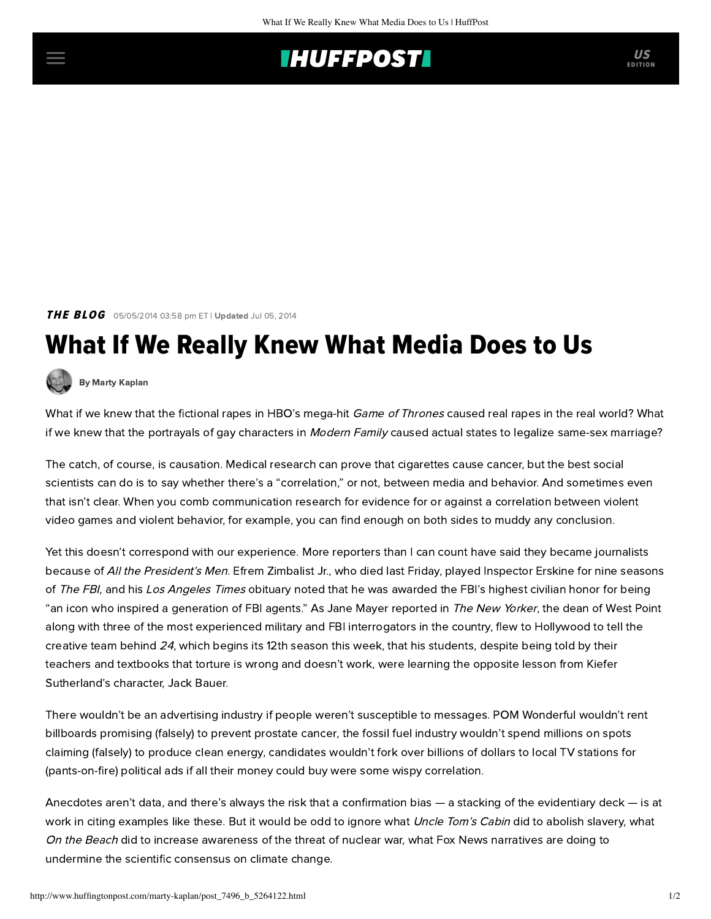THE BLOG 05/05/2014 03:58 pm ET | Updated Jul 05, 2014

# What If We Really Knew What Media Does to Us

By Marty Kaplan

What if we knew that the fictional rapes in HBO's mega-hit *Game of Thrones* caused real rapes in the real world? What if we knew that the portrayals of gay characters in *Modern Family* caused actual states to legalize same-sex marriage?

The catch, of course, is causation. Medical research can prove that cigarettes cause cancer, but the best social scientists can do is to say whether there's a "correlation," or not, between media and behavior. And sometimes even that isn't clear. When you comb communication research for evidence for or against a correlation between violent video games and violent behavior, for example, you can find enough on both sides to muddy any conclusion.

Yet this doesn't correspond with our experience. More reporters than I can count have said they became journalists because of *All the President's Men*. Efrem Zimbalist Jr., who died last Friday, played Inspector Erskine for nine seasons of *The FBI*, and his *Los Angeles Times* obituary noted that he was awarded the FBI's highest civilian honor for being "an icon who inspired a generation of FBI agents." As Jane Mayer reported in *The New Yorker*, the dean of West Point along with three of the most experienced military and FBI interrogators in the country, flew to Hollywood to tell the creative team behind *24*, which begins its 12th season this week, that his students, despite being told by their teachers and textbooks that torture is wrong and doesn't work, were learning the opposite lesson from Kiefer Sutherland's character, Jack Bauer.

There wouldn't be an advertising industry if people weren't susceptible to messages. POM Wonderful wouldn't rent billboards promising (falsely) to prevent prostate cancer, the fossil fuel industry wouldn't spend millions on spots claiming (falsely) to produce clean energy, candidates wouldn't fork over billions of dollars to local TV stations for (pants-on-fire) political ads if all their money could buy were some wispy correlation.

Anecdotes aren't data, and there's always the risk that a confirmation bias — a stacking of the evidentiary deck — is at work in citing examples like these. But it would be odd to ignore what *Uncle Tom's Cabin* did to abolish slavery, what *On the Beach* did to increase awareness of the threat of nuclear war, what Fox News narratives are doing to undermine the scientific consensus on climate change.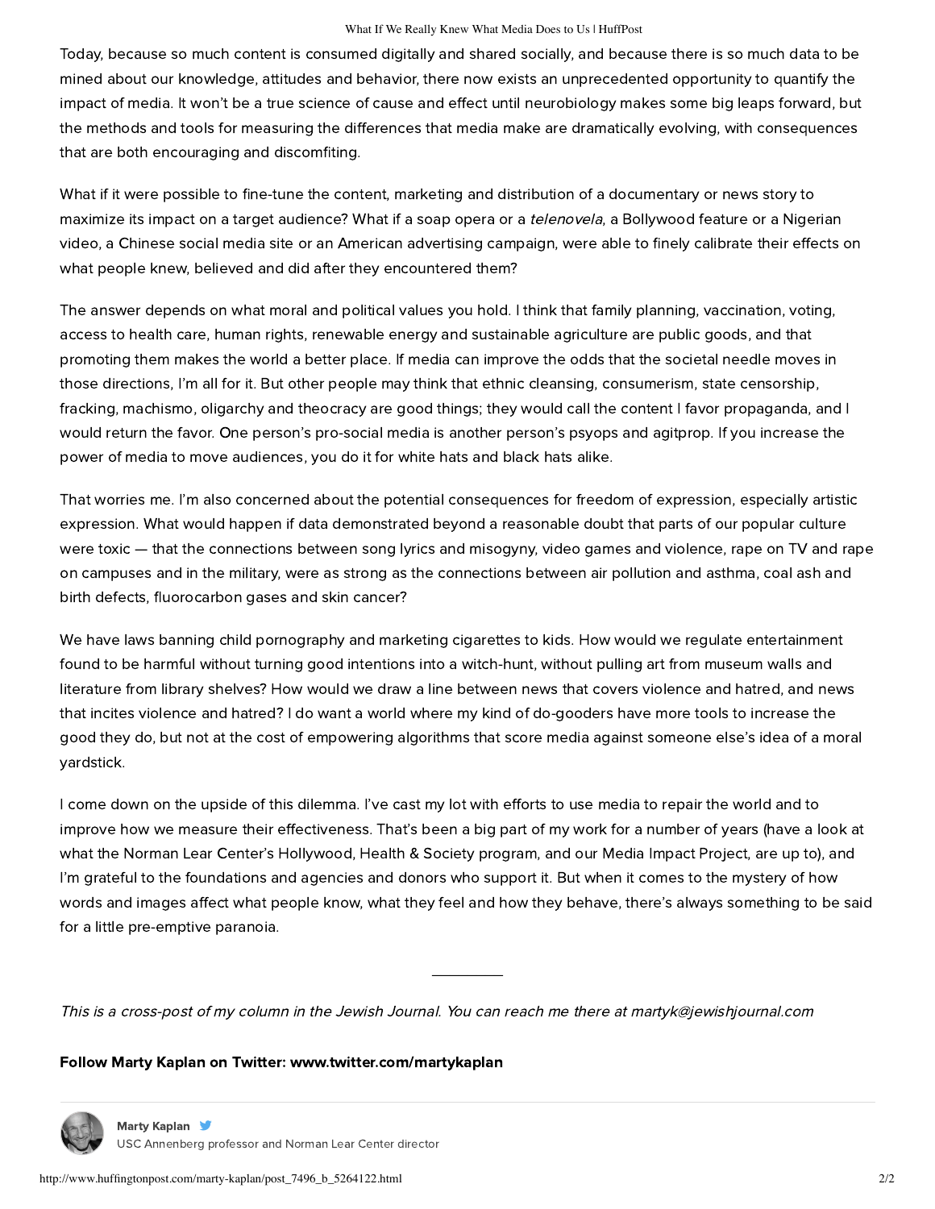Today, because so much content is consumed digitally and shared socially, and because there is so much data to be mined about our knowledge, attitudes and behavior, there now exists an unprecedented opportunity to quantify the impact of media. It won't be a true science of cause and effect until neurobiology makes some big leaps forward, but the methods and tools for measuring the differences that media make are dramatically evolving, with consequences that are both encouraging and discomfiting.

What if it were possible to fine-tune the content, marketing and distribution of a documentary or news story to maximize its impact on a target audience? What if a soap opera or a *telenovela*, a Bollywood feature or a Nigerian video, a Chinese social media site or an American advertising campaign, were able to finely calibrate their effects on what people knew, believed and did after they encountered them?

The answer depends on what moral and political values you hold. I think that family planning, vaccination, voting, access to health care, human rights, renewable energy and sustainable agriculture are public goods, and that promoting them makes the world a better place. If media can improve the odds that the societal needle moves in those directions, I'm all for it. But other people may think that ethnic cleansing, consumerism, state censorship, fracking, machismo, oligarchy and theocracy are good things; they would call the content I favor propaganda, and I would return the favor. One person's pro-social media is another person's psyops and agitprop. If you increase the power of media to move audiences, you do it for white hats and black hats alike.

That worries me. I'm also concerned about the potential consequences for freedom of expression, especially artistic expression. What would happen if data demonstrated beyond a reasonable doubt that parts of our popular culture were toxic — that the connections between song lyrics and misogyny, video games and violence, rape on TV and rape on campuses and in the military, were as strong as the connections between air pollution and asthma, coal ash and birth defects, fluorocarbon gases and skin cancer?

We have laws banning child pornography and marketing cigarettes to kids. How would we regulate entertainment found to be harmful without turning good intentions into a witch-hunt, without pulling art from museum walls and literature from library shelves? How would we draw a line between news that covers violence and hatred, and news that incites violence and hatred? I do want a world where my kind of do-gooders have more tools to increase the good they do, but not at the cost of empowering algorithms that score media against someone else's idea of a moral yardstick.

I come down on the upside of this dilemma. I've cast my lot with efforts to use media to repair the world and to improve how we measure their effectiveness. That's been a big part of my work for a number of years (have a look at what the Norman Lear Center's Hollywood, Health & Society program, and our Media Impact Project, are up to), and I'm grateful to the foundations and agencies and donors who support it. But when it comes to the mystery of how words and images affect what people know, what they feel and how they behave, there's always something to be said for a little pre-emptive paranoia.

---

*This is a cross-post of my column in the Jewish Journal. You can reach me there at martyk@jewishjournal.com*

**Follow Marty Kaplan on Twitter: www.twitter.com/martykaplan**

**Marty Kaplan**

USC Annenberg professor and Norman Lear Center director